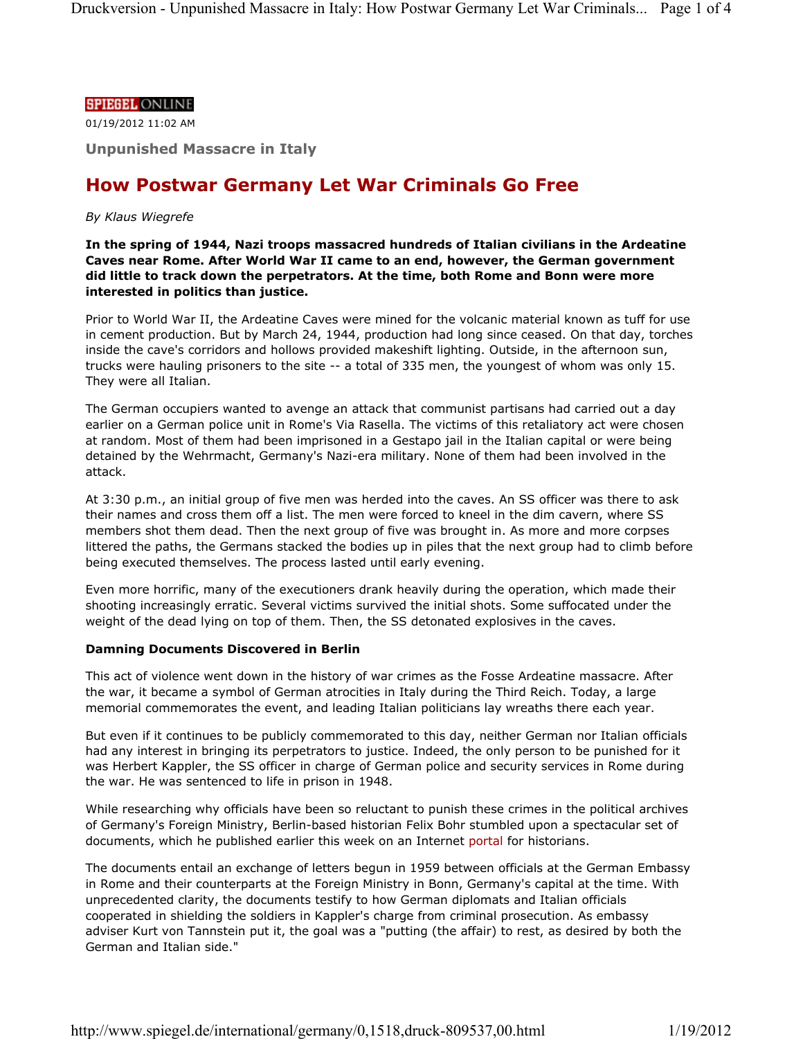SPIEGEL ONLINE

01/19/2012 11:02 AM

## Unpunished Massacre in Italy

# How Postwar Germany Let War Criminals Go Free

*By Klaus Wiegrefe*

**In the spring of 1944, Nazi troops massacred hundreds of Italian civilians in the Ardeatine Caves near Rome. After World War II came to an end, however, the German government did little to track down the perpetrators. At the time, both Rome and Bonn were more interested in politics than justice.**

Prior to World War II, the Ardeatine Caves were mined for the volcanic material known as tuff for use in cement production. But by March 24, 1944, production had long since ceased. On that day, torches inside the cave's corridors and hollows provided makeshift lighting. Outside, in the afternoon sun, trucks were hauling prisoners to the site -- a total of 335 men, the youngest of whom was only 15. They were all Italian.

The German occupiers wanted to avenge an attack that communist partisans had carried out a day earlier on a German police unit in Rome's Via Rasella. The victims of this retaliatory act were chosen at random. Most of them had been imprisoned in a Gestapo jail in the Italian capital or were being detained by the Wehrmacht, Germany's Nazi-era military. None of them had been involved in the attack.

At 3:30 p.m., an initial group of five men was herded into the caves. An SS officer was there to ask their names and cross them off a list. The men were forced to kneel in the dim cavern, where SS members shot them dead. Then the next group of five was brought in. As more and more corpses littered the paths, the Germans stacked the bodies up in piles that the next group had to climb before being executed themselves. The process lasted until early evening.

Even more horrific, many of the executioners drank heavily during the operation, which made their shooting increasingly erratic. Several victims survived the initial shots. Some suffocated under the weight of the dead lying on top of them. Then, the SS detonated explosives in the caves.

**Damning Documents Discovered in Berlin**

This act of violence went down in the history of war crimes as the Fosse Ardeatine massacre. After the war, it became a symbol of German atrocities in Italy during the Third Reich. Today, a large memorial commemorates the event, and leading Italian politicians lay wreaths there each year.

But even if it continues to be publicly commemorated to this day, neither German nor Italian officials had any interest in bringing its perpetrators to justice. Indeed, the only person to be punished for it was Herbert Kappler, the SS officer in charge of German police and security services in Rome during the war. He was sentenced to life in prison in 1948.

While researching why officials have been so reluctant to punish these crimes in the political archives of Germany's Foreign Ministry, Berlin-based historian Felix Bohr stumbled upon a spectacular set of documents, which he published earlier this week on an Internet portal for historians.

The documents entail an exchange of letters begun in 1959 between officials at the German Embassy in Rome and their counterparts at the Foreign Ministry in Bonn, Germany's capital at the time. With unprecedented clarity, the documents testify to how German diplomats and Italian officials cooperated in shielding the soldiers in Kappler's charge from criminal prosecution. As embassy adviser Kurt von Tannstein put it, the goal was a "putting (the affair) to rest, as desired by both the German and Italian side."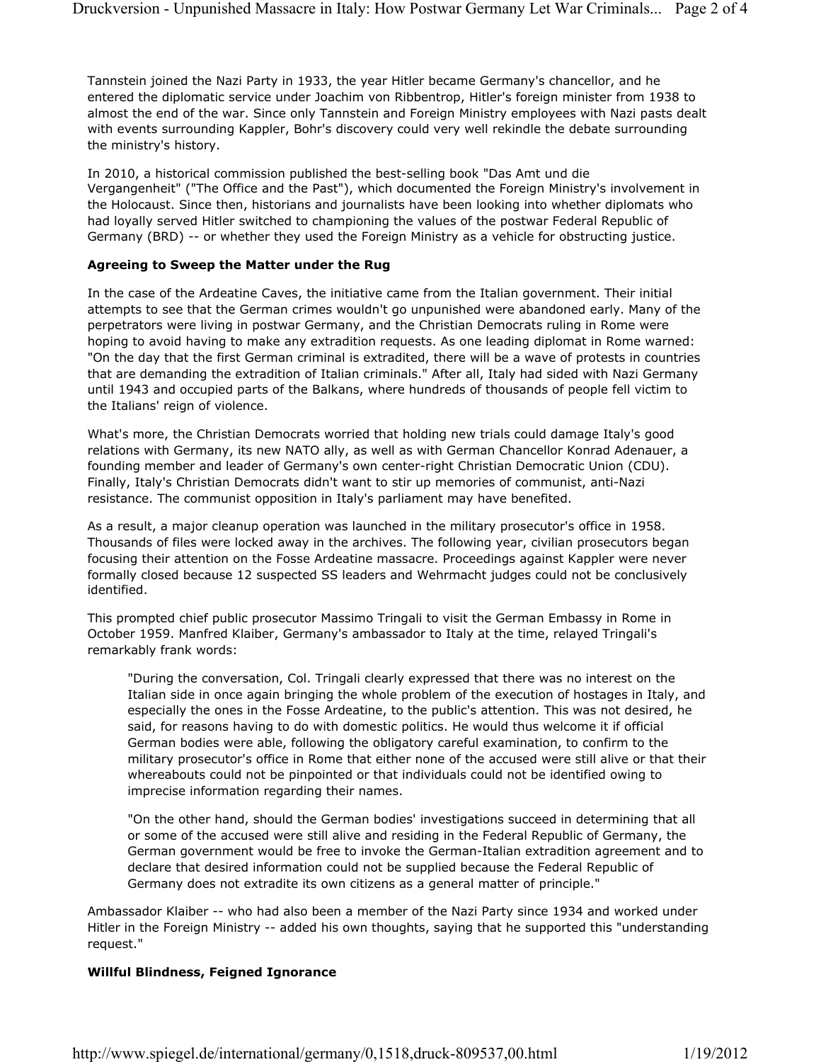Tannstein joined the Nazi Party in 1933, the year Hitler became Germany's chancellor, and he entered the diplomatic service under Joachim von Ribbentrop, Hitler's foreign minister from 1938 to almost the end of the war. Since only Tannstein and Foreign Ministry employees with Nazi pasts dealt with events surrounding Kappler, Bohr's discovery could very well rekindle the debate surrounding the ministry's history.

In 2010, a historical commission published the best-selling book "Das Amt und die Vergangenheit" ("The Office and the Past"), which documented the Foreign Ministry's involvement in the Holocaust. Since then, historians and journalists have been looking into whether diplomats who had loyally served Hitler switched to championing the values of the postwar Federal Republic of Germany (BRD) -- or whether they used the Foreign Ministry as a vehicle for obstructing justice.

**Agreeing to Sweep the Matter under the Rug**

In the case of the Ardeatine Caves, the initiative came from the Italian government. Their initial attempts to see that the German crimes wouldn't go unpunished were abandoned early. Many of the perpetrators were living in postwar Germany, and the Christian Democrats ruling in Rome were hoping to avoid having to make any extradition requests. As one leading diplomat in Rome warned: "On the day that the first German criminal is extradited, there will be a wave of protests in countries that are demanding the extradition of Italian criminals." After all, Italy had sided with Nazi Germany until 1943 and occupied parts of the Balkans, where hundreds of thousands of people fell victim to the Italians' reign of violence.

What's more, the Christian Democrats worried that holding new trials could damage Italy's good relations with Germany, its new NATO ally, as well as with German Chancellor Konrad Adenauer, a founding member and leader of Germany's own center-right Christian Democratic Union (CDU). Finally, Italy's Christian Democrats didn't want to stir up memories of communist, anti-Nazi resistance. The communist opposition in Italy's parliament may have benefited.

As a result, a major cleanup operation was launched in the military prosecutor's office in 1958. Thousands of files were locked away in the archives. The following year, civilian prosecutors began focusing their attention on the Fosse Ardeatine massacre. Proceedings against Kappler were never formally closed because 12 suspected SS leaders and Wehrmacht judges could not be conclusively identified.

This prompted chief public prosecutor Massimo Tringali to visit the German Embassy in Rome in October 1959. Manfred Klaiber, Germany's ambassador to Italy at the time, relayed Tringali's remarkably frank words:

> "During the conversation, Col. Tringali clearly expressed that there was no interest on the Italian side in once again bringing the whole problem of the execution of hostages in Italy, and especially the ones in the Fosse Ardeatine, to the public's attention. This was not desired, he said, for reasons having to do with domestic politics. He would thus welcome it if official German bodies were able, following the obligatory careful examination, to confirm to the military prosecutor's office in Rome that either none of the accused were still alive or that their whereabouts could not be pinpointed or that individuals could not be identified owing to imprecise information regarding their names.
>
> "On the other hand, should the German bodies' investigations succeed in determining that all or some of the accused were still alive and residing in the Federal Republic of Germany, the German government would be free to invoke the German-Italian extradition agreement and to declare that desired information could not be supplied because the Federal Republic of Germany does not extradite its own citizens as a general matter of principle."

Ambassador Klaiber -- who had also been a member of the Nazi Party since 1934 and worked under Hitler in the Foreign Ministry -- added his own thoughts, saying that he supported this "understanding request."

**Willful Blindness, Feigned Ignorance**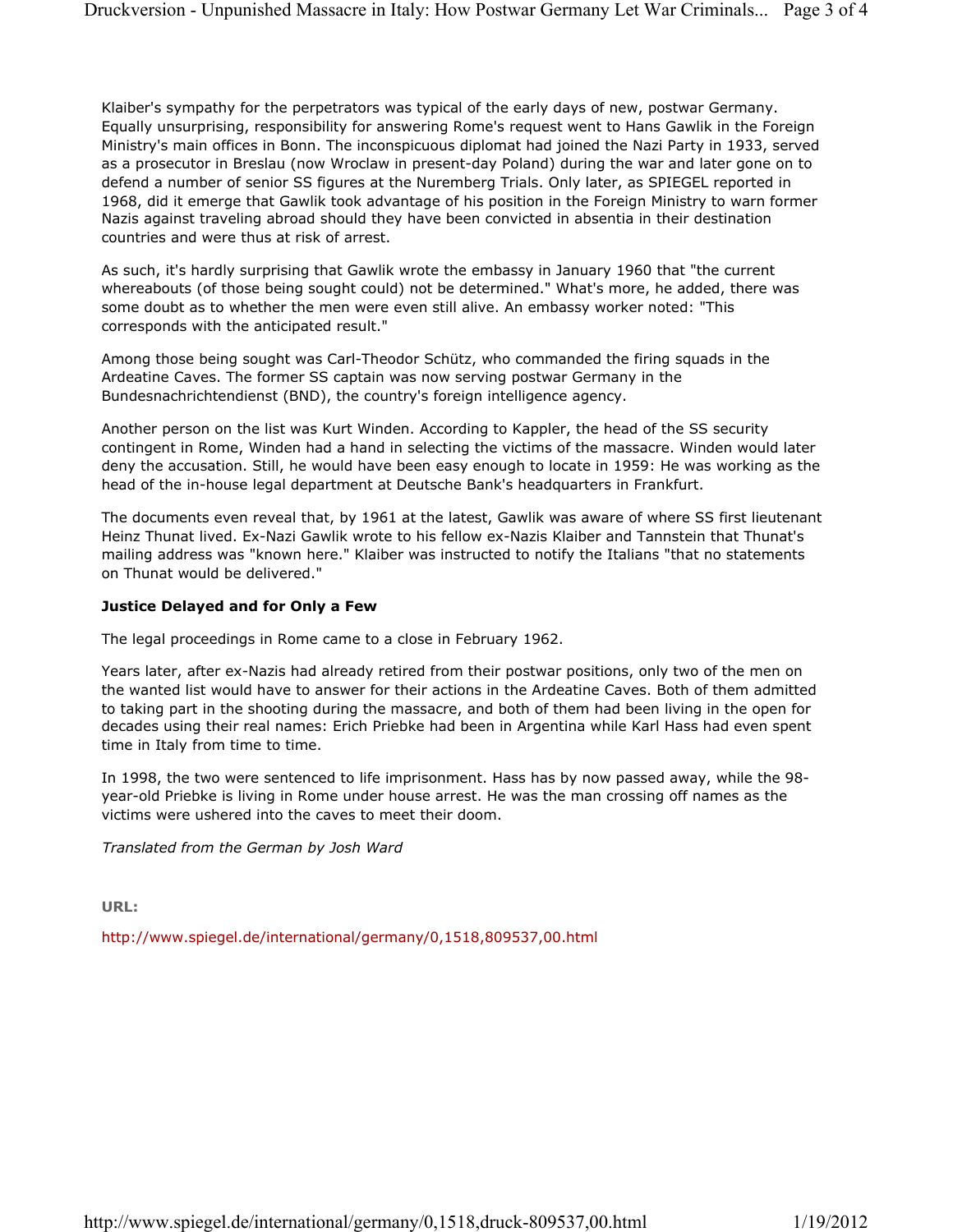Klaiber's sympathy for the perpetrators was typical of the early days of new, postwar Germany. Equally unsurprising, responsibility for answering Rome's request went to Hans Gawlik in the Foreign Ministry's main offices in Bonn. The inconspicuous diplomat had joined the Nazi Party in 1933, served as a prosecutor in Breslau (now Wroclaw in present-day Poland) during the war and later gone on to defend a number of senior SS figures at the Nuremberg Trials. Only later, as SPIEGEL reported in 1968, did it emerge that Gawlik took advantage of his position in the Foreign Ministry to warn former Nazis against traveling abroad should they have been convicted in absentia in their destination countries and were thus at risk of arrest.

As such, it's hardly surprising that Gawlik wrote the embassy in January 1960 that "the current whereabouts (of those being sought could) not be determined." What's more, he added, there was some doubt as to whether the men were even still alive. An embassy worker noted: "This corresponds with the anticipated result."

Among those being sought was Carl-Theodor Schütz, who commanded the firing squads in the Ardeatine Caves. The former SS captain was now serving postwar Germany in the Bundesnachrichtendienst (BND), the country's foreign intelligence agency.

Another person on the list was Kurt Winden. According to Kappler, the head of the SS security contingent in Rome, Winden had a hand in selecting the victims of the massacre. Winden would later deny the accusation. Still, he would have been easy enough to locate in 1959: He was working as the head of the in-house legal department at Deutsche Bank's headquarters in Frankfurt.

The documents even reveal that, by 1961 at the latest, Gawlik was aware of where SS first lieutenant Heinz Thunat lived. Ex-Nazi Gawlik wrote to his fellow ex-Nazis Klaiber and Tannstein that Thunat's mailing address was "known here." Klaiber was instructed to notify the Italians "that no statements on Thunat would be delivered."

**Justice Delayed and for Only a Few**

The legal proceedings in Rome came to a close in February 1962.

Years later, after ex-Nazis had already retired from their postwar positions, only two of the men on the wanted list would have to answer for their actions in the Ardeatine Caves. Both of them admitted to taking part in the shooting during the massacre, and both of them had been living in the open for decades using their real names: Erich Priebke had been in Argentina while Karl Hass had even spent time in Italy from time to time.

In 1998, the two were sentenced to life imprisonment. Hass has by now passed away, while the 98-year-old Priebke is living in Rome under house arrest. He was the man crossing off names as the victims were ushered into the caves to meet their doom.

*Translated from the German by Josh Ward*

**URL:**

http://www.spiegel.de/international/germany/0,1518,809537,00.html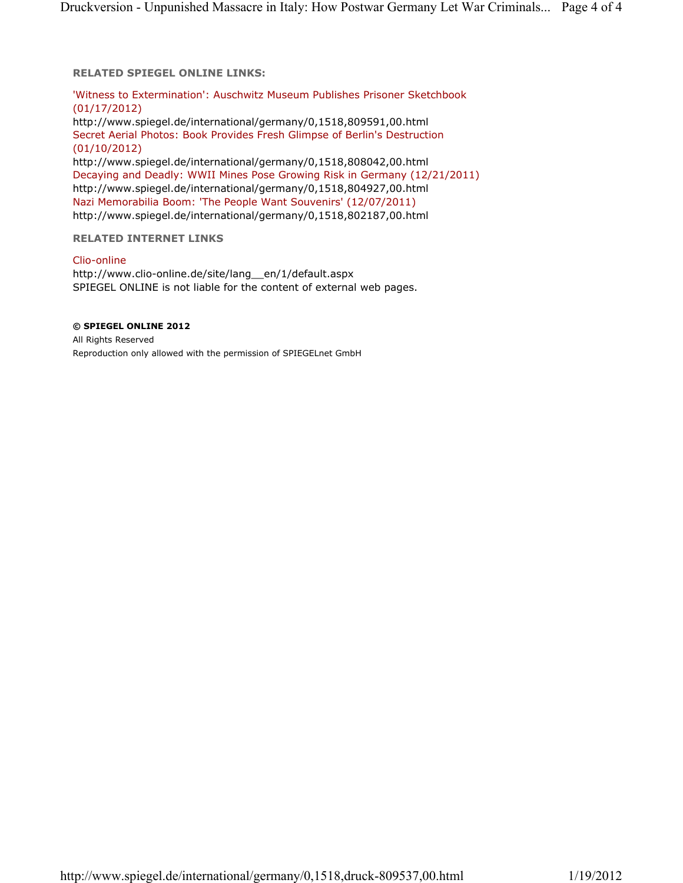**RELATED SPIEGEL ONLINE LINKS:**

'Witness to Extermination': Auschwitz Museum Publishes Prisoner Sketchbook (01/17/2012)
http://www.spiegel.de/international/germany/0,1518,809591,00.html
Secret Aerial Photos: Book Provides Fresh Glimpse of Berlin's Destruction (01/10/2012)
http://www.spiegel.de/international/germany/0,1518,808042,00.html
Decaying and Deadly: WWII Mines Pose Growing Risk in Germany (12/21/2011)
http://www.spiegel.de/international/germany/0,1518,804927,00.html
Nazi Memorabilia Boom: 'The People Want Souvenirs' (12/07/2011)
http://www.spiegel.de/international/germany/0,1518,802187,00.html

**RELATED INTERNET LINKS**

Clio-online
http://www.clio-online.de/site/lang__en/1/default.aspx
SPIEGEL ONLINE is not liable for the content of external web pages.

**© SPIEGEL ONLINE 2012**
All Rights Reserved
Reproduction only allowed with the permission of SPIEGELnet GmbH